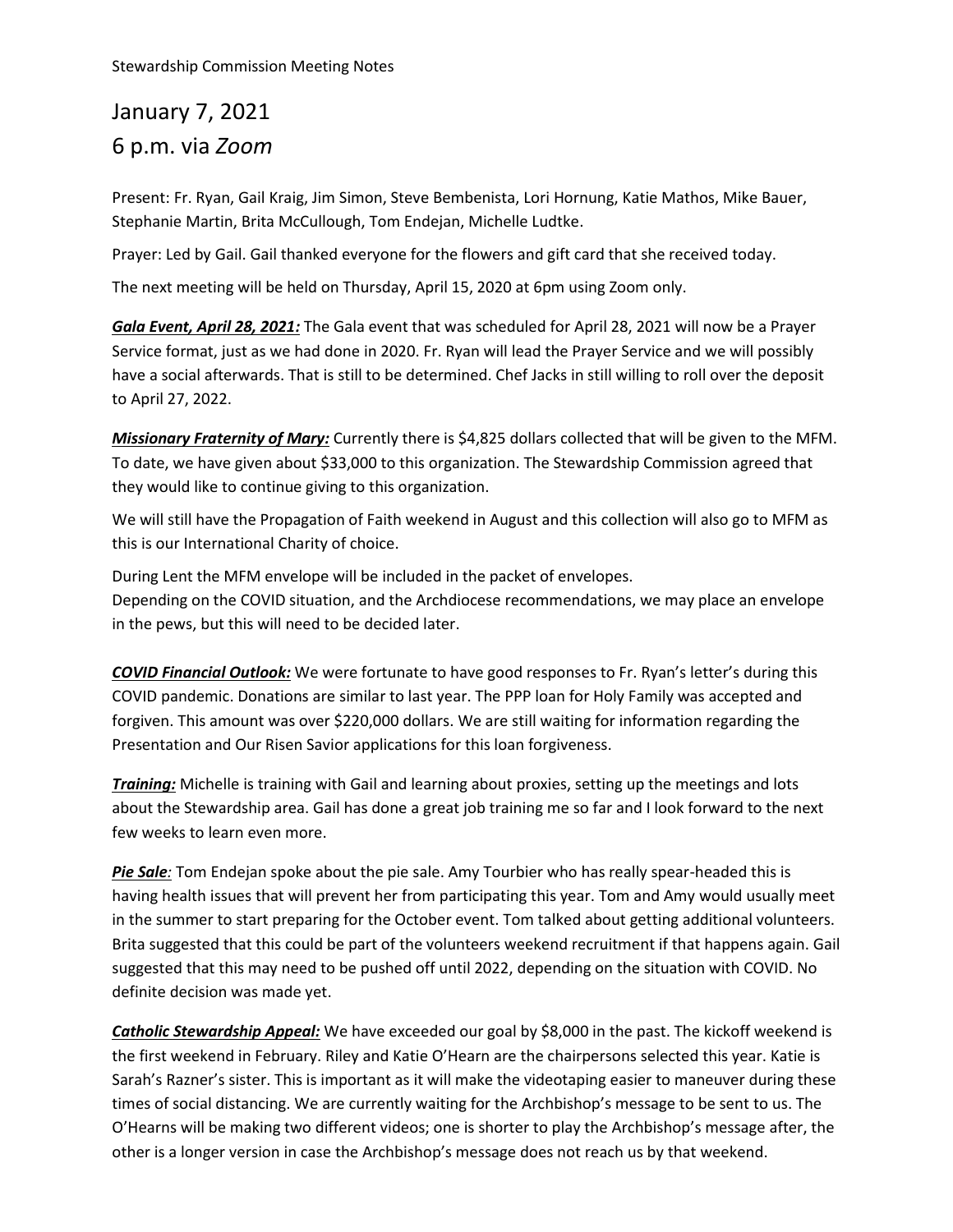Stewardship Commission Meeting Notes

# January 7, 2021
# 6 p.m. via *Zoom*

Present: Fr. Ryan, Gail Kraig, Jim Simon, Steve Bembenista, Lori Hornung, Katie Mathos, Mike Bauer, Stephanie Martin, Brita McCullough, Tom Endejan, Michelle Ludtke.

Prayer: Led by Gail. Gail thanked everyone for the flowers and gift card that she received today.

The next meeting will be held on Thursday, April 15, 2020 at 6pm using Zoom only.

***Gala Event, April 28, 2021:*** The Gala event that was scheduled for April 28, 2021 will now be a Prayer Service format, just as we had done in 2020. Fr. Ryan will lead the Prayer Service and we will possibly have a social afterwards. That is still to be determined. Chef Jacks in still willing to roll over the deposit to April 27, 2022.

***Missionary Fraternity of Mary:*** Currently there is $4,825 dollars collected that will be given to the MFM. To date, we have given about $33,000 to this organization. The Stewardship Commission agreed that they would like to continue giving to this organization.

We will still have the Propagation of Faith weekend in August and this collection will also go to MFM as this is our International Charity of choice.

During Lent the MFM envelope will be included in the packet of envelopes.
Depending on the COVID situation, and the Archdiocese recommendations, we may place an envelope in the pews, but this will need to be decided later.

***COVID Financial Outlook:*** We were fortunate to have good responses to Fr. Ryan's letter's during this COVID pandemic. Donations are similar to last year. The PPP loan for Holy Family was accepted and forgiven. This amount was over $220,000 dollars. We are still waiting for information regarding the Presentation and Our Risen Savior applications for this loan forgiveness.

***Training:*** Michelle is training with Gail and learning about proxies, setting up the meetings and lots about the Stewardship area. Gail has done a great job training me so far and I look forward to the next few weeks to learn even more.

***Pie Sale:*** Tom Endejan spoke about the pie sale. Amy Tourbier who has really spear-headed this is having health issues that will prevent her from participating this year. Tom and Amy would usually meet in the summer to start preparing for the October event. Tom talked about getting additional volunteers. Brita suggested that this could be part of the volunteers weekend recruitment if that happens again. Gail suggested that this may need to be pushed off until 2022, depending on the situation with COVID. No definite decision was made yet.

***Catholic Stewardship Appeal:*** We have exceeded our goal by $8,000 in the past. The kickoff weekend is the first weekend in February. Riley and Katie O'Hearn are the chairpersons selected this year. Katie is Sarah's Razner's sister. This is important as it will make the videotaping easier to maneuver during these times of social distancing. We are currently waiting for the Archbishop's message to be sent to us. The O'Hearns will be making two different videos; one is shorter to play the Archbishop's message after, the other is a longer version in case the Archbishop's message does not reach us by that weekend.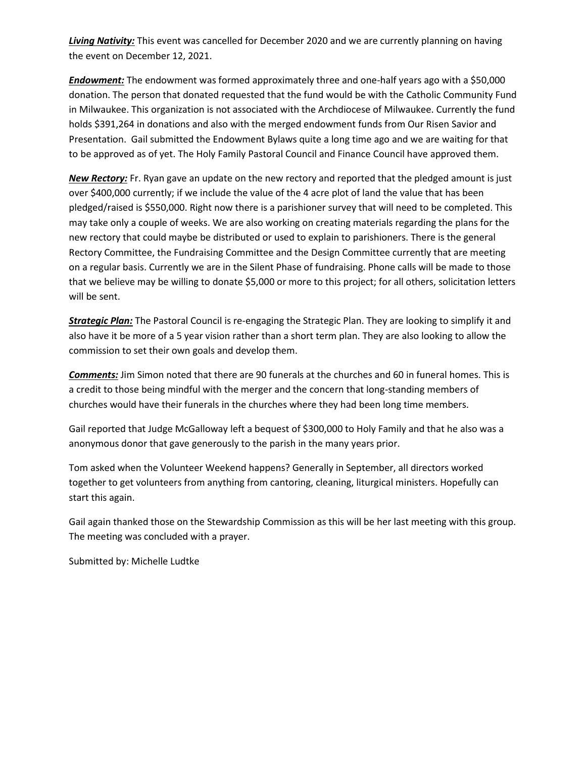***Living Nativity:*** This event was cancelled for December 2020 and we are currently planning on having the event on December 12, 2021.

***Endowment:*** The endowment was formed approximately three and one-half years ago with a $50,000 donation. The person that donated requested that the fund would be with the Catholic Community Fund in Milwaukee. This organization is not associated with the Archdiocese of Milwaukee. Currently the fund holds $391,264 in donations and also with the merged endowment funds from Our Risen Savior and Presentation. Gail submitted the Endowment Bylaws quite a long time ago and we are waiting for that to be approved as of yet. The Holy Family Pastoral Council and Finance Council have approved them.

***New Rectory:*** Fr. Ryan gave an update on the new rectory and reported that the pledged amount is just over $400,000 currently; if we include the value of the 4 acre plot of land the value that has been pledged/raised is $550,000. Right now there is a parishioner survey that will need to be completed. This may take only a couple of weeks. We are also working on creating materials regarding the plans for the new rectory that could maybe be distributed or used to explain to parishioners. There is the general Rectory Committee, the Fundraising Committee and the Design Committee currently that are meeting on a regular basis. Currently we are in the Silent Phase of fundraising. Phone calls will be made to those that we believe may be willing to donate $5,000 or more to this project; for all others, solicitation letters will be sent.

***Strategic Plan:*** The Pastoral Council is re-engaging the Strategic Plan. They are looking to simplify it and also have it be more of a 5 year vision rather than a short term plan. They are also looking to allow the commission to set their own goals and develop them.

***Comments:*** Jim Simon noted that there are 90 funerals at the churches and 60 in funeral homes. This is a credit to those being mindful with the merger and the concern that long-standing members of churches would have their funerals in the churches where they had been long time members.

Gail reported that Judge McGalloway left a bequest of $300,000 to Holy Family and that he also was a anonymous donor that gave generously to the parish in the many years prior.

Tom asked when the Volunteer Weekend happens? Generally in September, all directors worked together to get volunteers from anything from cantoring, cleaning, liturgical ministers. Hopefully can start this again.

Gail again thanked those on the Stewardship Commission as this will be her last meeting with this group. The meeting was concluded with a prayer.

Submitted by: Michelle Ludtke